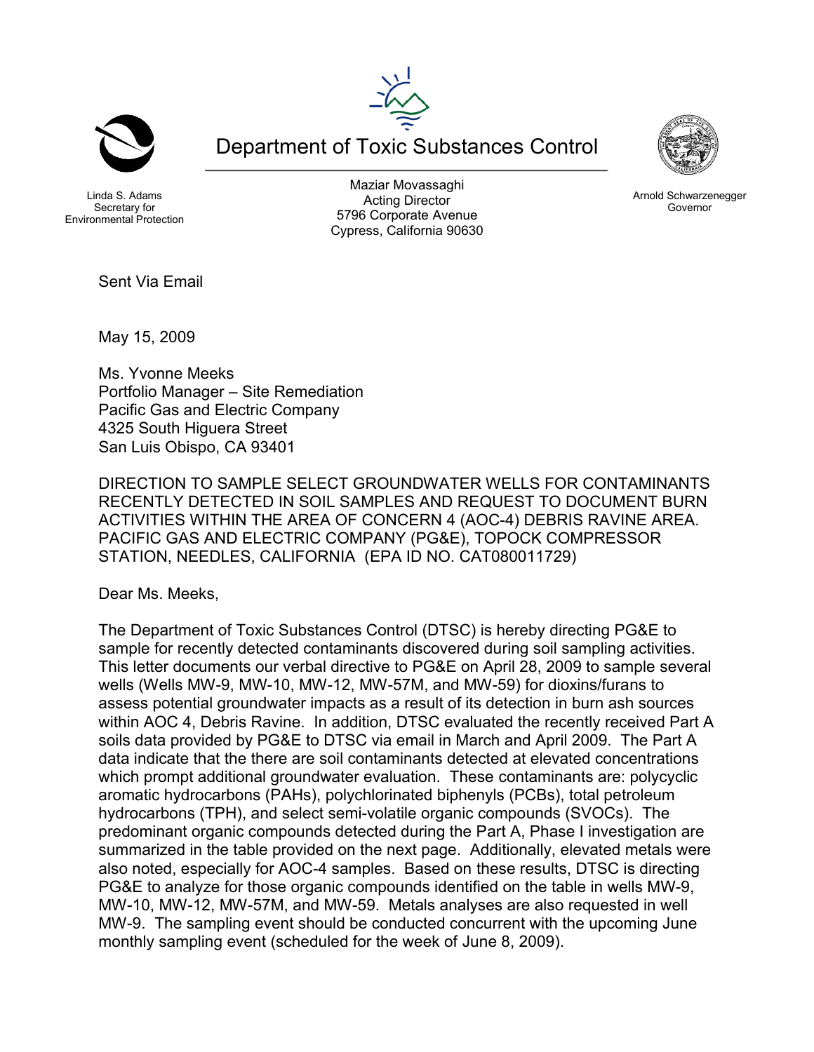Department of Toxic Substances Control

Linda S. Adams
Secretary for
Environmental Protection

Maziar Movassaghi
Acting Director
5796 Corporate Avenue
Cypress, California 90630

Arnold Schwarzenegger
Governor

Sent Via Email

May 15, 2009

Ms. Yvonne Meeks
Portfolio Manager – Site Remediation
Pacific Gas and Electric Company
4325 South Higuera Street
San Luis Obispo, CA 93401

DIRECTION TO SAMPLE SELECT GROUNDWATER WELLS FOR CONTAMINANTS RECENTLY DETECTED IN SOIL SAMPLES AND REQUEST TO DOCUMENT BURN ACTIVITIES WITHIN THE AREA OF CONCERN 4 (AOC-4) DEBRIS RAVINE AREA. PACIFIC GAS AND ELECTRIC COMPANY (PG&E), TOPOCK COMPRESSOR STATION, NEEDLES, CALIFORNIA (EPA ID NO. CAT080011729)

Dear Ms. Meeks,

The Department of Toxic Substances Control (DTSC) is hereby directing PG&E to sample for recently detected contaminants discovered during soil sampling activities. This letter documents our verbal directive to PG&E on April 28, 2009 to sample several wells (Wells MW-9, MW-10, MW-12, MW-57M, and MW-59) for dioxins/furans to assess potential groundwater impacts as a result of its detection in burn ash sources within AOC 4, Debris Ravine. In addition, DTSC evaluated the recently received Part A soils data provided by PG&E to DTSC via email in March and April 2009. The Part A data indicate that the there are soil contaminants detected at elevated concentrations which prompt additional groundwater evaluation. These contaminants are: polycyclic aromatic hydrocarbons (PAHs), polychlorinated biphenyls (PCBs), total petroleum hydrocarbons (TPH), and select semi-volatile organic compounds (SVOCs). The predominant organic compounds detected during the Part A, Phase I investigation are summarized in the table provided on the next page. Additionally, elevated metals were also noted, especially for AOC-4 samples. Based on these results, DTSC is directing PG&E to analyze for those organic compounds identified on the table in wells MW-9, MW-10, MW-12, MW-57M, and MW-59. Metals analyses are also requested in well MW-9. The sampling event should be conducted concurrent with the upcoming June monthly sampling event (scheduled for the week of June 8, 2009).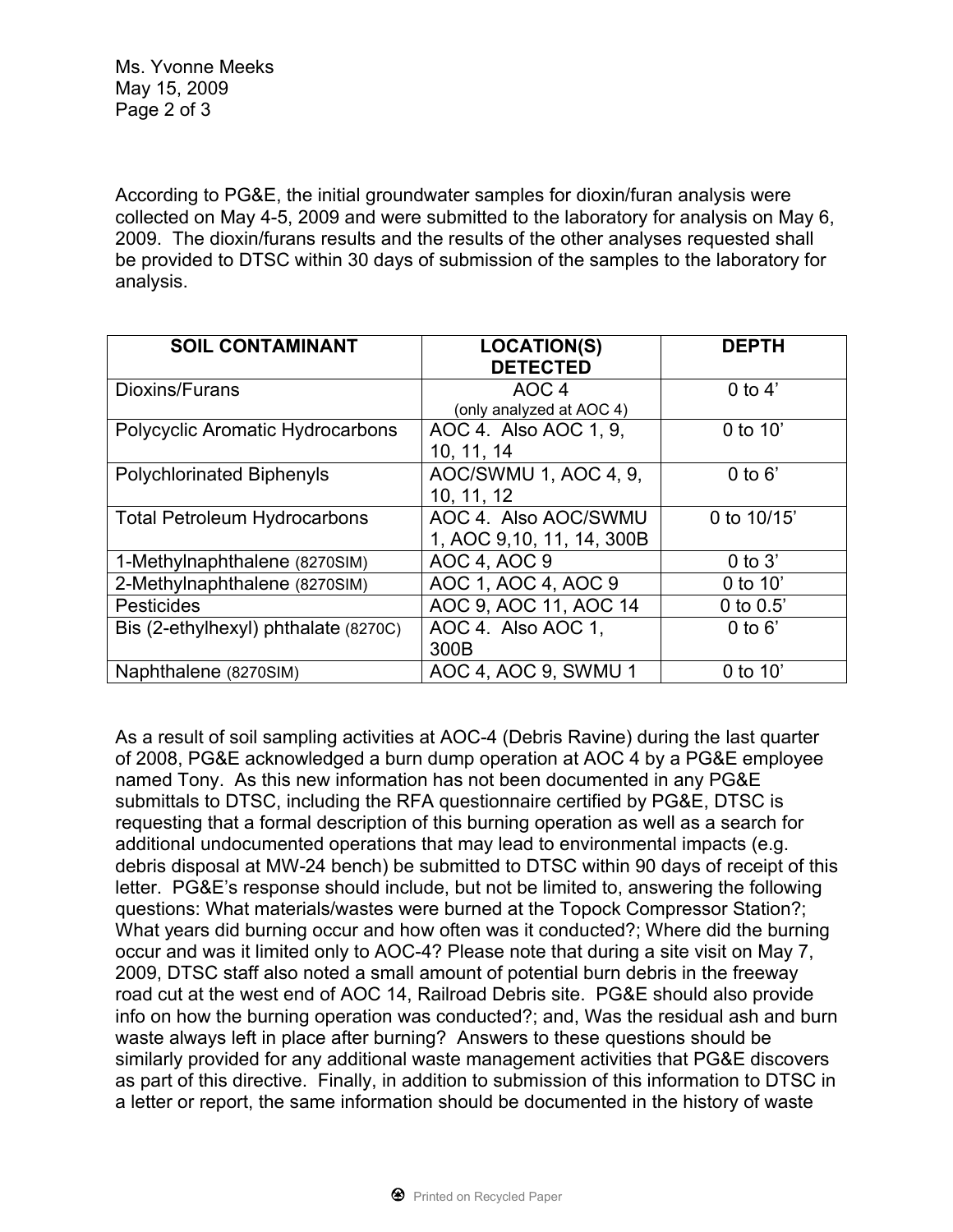According to PG&E, the initial groundwater samples for dioxin/furan analysis were collected on May 4-5, 2009 and were submitted to the laboratory for analysis on May 6, 2009. The dioxin/furans results and the results of the other analyses requested shall be provided to DTSC within 30 days of submission of the samples to the laboratory for analysis.

| SOIL CONTAMINANT | LOCATION(S) DETECTED | DEPTH |
|---|---|---|
| Dioxins/Furans | AOC 4 (only analyzed at AOC 4) | 0 to 4' |
| Polycyclic Aromatic Hydrocarbons | AOC 4. Also AOC 1, 9, 10, 11, 14 | 0 to 10' |
| Polychlorinated Biphenyls | AOC/SWMU 1, AOC 4, 9, 10, 11, 12 | 0 to 6' |
| Total Petroleum Hydrocarbons | AOC 4. Also AOC/SWMU 1, AOC 9,10, 11, 14, 300B | 0 to 10/15' |
| 1-Methylnaphthalene (8270SIM) | AOC 4, AOC 9 | 0 to 3' |
| 2-Methylnaphthalene (8270SIM) | AOC 1, AOC 4, AOC 9 | 0 to 10' |
| Pesticides | AOC 9, AOC 11, AOC 14 | 0 to 0.5' |
| Bis (2-ethylhexyl) phthalate (8270C) | AOC 4. Also AOC 1, 300B | 0 to 6' |
| Naphthalene (8270SIM) | AOC 4, AOC 9, SWMU 1 | 0 to 10' |

As a result of soil sampling activities at AOC-4 (Debris Ravine) during the last quarter of 2008, PG&E acknowledged a burn dump operation at AOC 4 by a PG&E employee named Tony. As this new information has not been documented in any PG&E submittals to DTSC, including the RFA questionnaire certified by PG&E, DTSC is requesting that a formal description of this burning operation as well as a search for additional undocumented operations that may lead to environmental impacts (e.g. debris disposal at MW-24 bench) be submitted to DTSC within 90 days of receipt of this letter. PG&E's response should include, but not be limited to, answering the following questions: What materials/wastes were burned at the Topock Compressor Station?; What years did burning occur and how often was it conducted?; Where did the burning occur and was it limited only to AOC-4? Please note that during a site visit on May 7, 2009, DTSC staff also noted a small amount of potential burn debris in the freeway road cut at the west end of AOC 14, Railroad Debris site. PG&E should also provide info on how the burning operation was conducted?; and, Was the residual ash and burn waste always left in place after burning? Answers to these questions should be similarly provided for any additional waste management activities that PG&E discovers as part of this directive. Finally, in addition to submission of this information to DTSC in a letter or report, the same information should be documented in the history of waste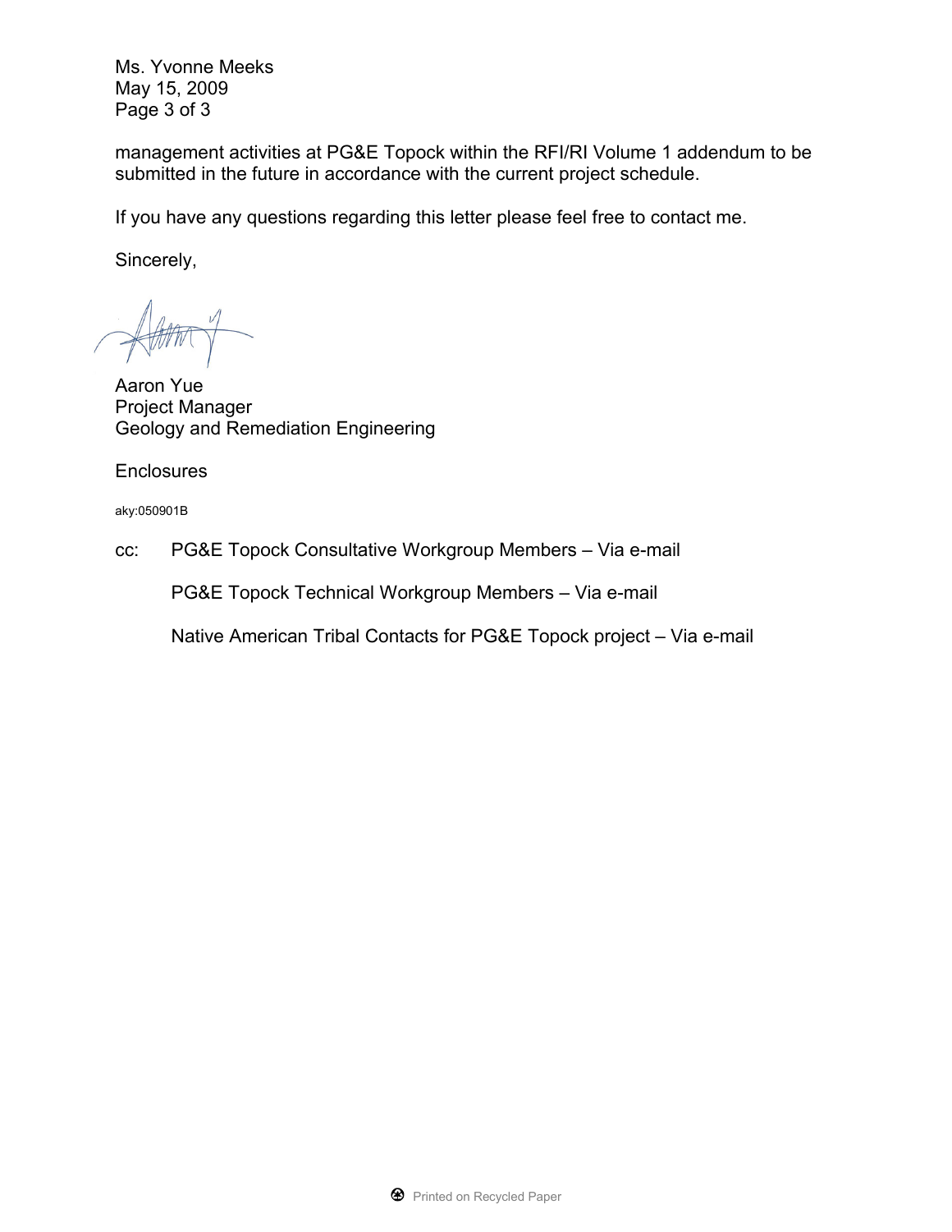management activities at PG&E Topock within the RFI/RI Volume 1 addendum to be submitted in the future in accordance with the current project schedule.

If you have any questions regarding this letter please feel free to contact me.

Sincerely,

Aaron Yue
Project Manager
Geology and Remediation Engineering

Enclosures

aky:050901B

cc: PG&E Topock Consultative Workgroup Members – Via e-mail

PG&E Topock Technical Workgroup Members – Via e-mail

Native American Tribal Contacts for PG&E Topock project – Via e-mail